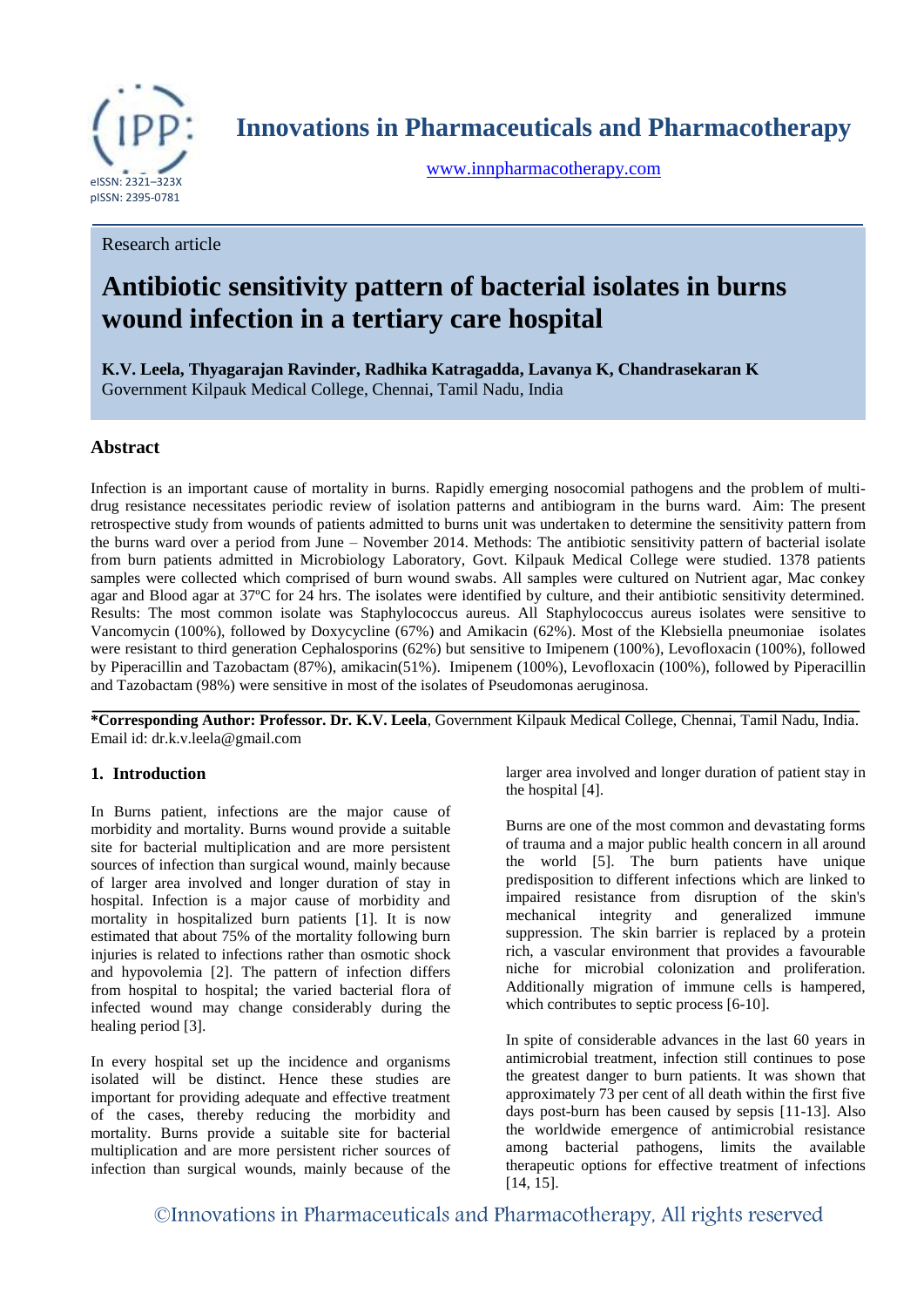# Innovations in Pharmaceuticals and Pharmacotherapy

www.innpharmacotherapy.com

eISSN: 2321–323X
pISSN: 2395-0781

Research article

## Antibiotic sensitivity pattern of bacterial isolates in burns wound infection in a tertiary care hospital

**K.V. Leela, Thyagarajan Ravinder, Radhika Katragadda, Lavanya K, Chandrasekaran K**
Government Kilpauk Medical College, Chennai, Tamil Nadu, India

### Abstract

Infection is an important cause of mortality in burns. Rapidly emerging nosocomial pathogens and the problem of multi-drug resistance necessitates periodic review of isolation patterns and antibiogram in the burns ward. Aim: The present retrospective study from wounds of patients admitted to burns unit was undertaken to determine the sensitivity pattern from the burns ward over a period from June – November 2014. Methods: The antibiotic sensitivity pattern of bacterial isolate from burn patients admitted in Microbiology Laboratory, Govt. Kilpauk Medical College were studied. 1378 patients samples were collected which comprised of burn wound swabs. All samples were cultured on Nutrient agar, Mac conkey agar and Blood agar at 37ºC for 24 hrs. The isolates were identified by culture, and their antibiotic sensitivity determined. Results: The most common isolate was Staphylococcus aureus. All Staphylococcus aureus isolates were sensitive to Vancomycin (100%), followed by Doxycycline (67%) and Amikacin (62%). Most of the Klebsiella pneumoniae isolates were resistant to third generation Cephalosporins (62%) but sensitive to Imipenem (100%), Levofloxacin (100%), followed by Piperacillin and Tazobactam (87%), amikacin(51%). Imipenem (100%), Levofloxacin (100%), followed by Piperacillin and Tazobactam (98%) were sensitive in most of the isolates of Pseudomonas aeruginosa.

**\*Corresponding Author: Professor. Dr. K.V. Leela**, Government Kilpauk Medical College, Chennai, Tamil Nadu, India. Email id: dr.k.v.leela@gmail.com

### 1. Introduction

In Burns patient, infections are the major cause of morbidity and mortality. Burns wound provide a suitable site for bacterial multiplication and are more persistent sources of infection than surgical wound, mainly because of larger area involved and longer duration of stay in hospital. Infection is a major cause of morbidity and mortality in hospitalized burn patients [1]. It is now estimated that about 75% of the mortality following burn injuries is related to infections rather than osmotic shock and hypovolemia [2]. The pattern of infection differs from hospital to hospital; the varied bacterial flora of infected wound may change considerably during the healing period [3].

In every hospital set up the incidence and organisms isolated will be distinct. Hence these studies are important for providing adequate and effective treatment of the cases, thereby reducing the morbidity and mortality. Burns provide a suitable site for bacterial multiplication and are more persistent richer sources of infection than surgical wounds, mainly because of the larger area involved and longer duration of patient stay in the hospital [4].

Burns are one of the most common and devastating forms of trauma and a major public health concern in all around the world [5]. The burn patients have unique predisposition to different infections which are linked to impaired resistance from disruption of the skin's mechanical integrity and generalized immune suppression. The skin barrier is replaced by a protein rich, a vascular environment that provides a favourable niche for microbial colonization and proliferation. Additionally migration of immune cells is hampered, which contributes to septic process [6-10].

In spite of considerable advances in the last 60 years in antimicrobial treatment, infection still continues to pose the greatest danger to burn patients. It was shown that approximately 73 per cent of all death within the first five days post-burn has been caused by sepsis [11-13]. Also the worldwide emergence of antimicrobial resistance among bacterial pathogens, limits the available therapeutic options for effective treatment of infections [14, 15].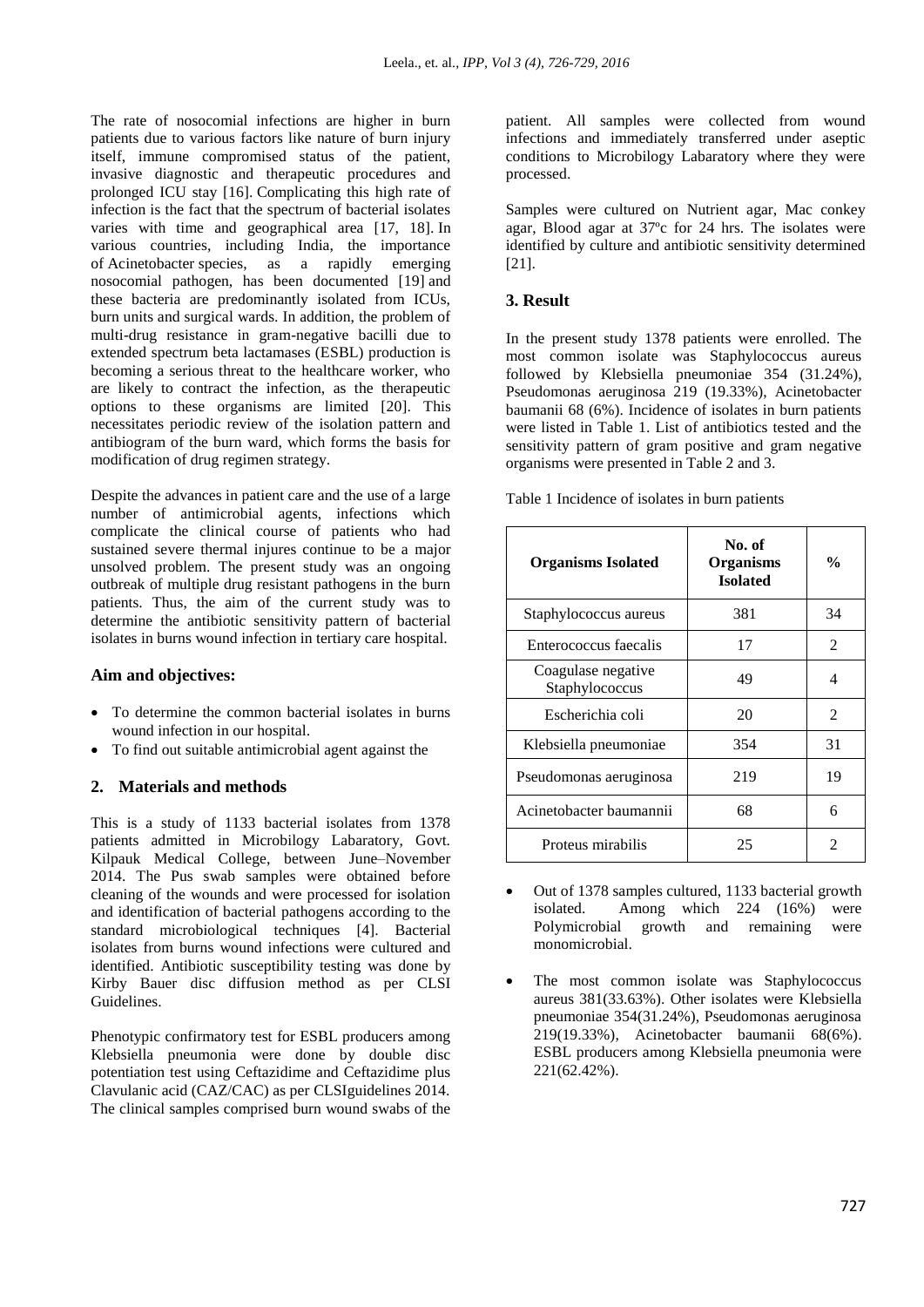The rate of nosocomial infections are higher in burn patients due to various factors like nature of burn injury itself, immune compromised status of the patient, invasive diagnostic and therapeutic procedures and prolonged ICU stay [16]. Complicating this high rate of infection is the fact that the spectrum of bacterial isolates varies with time and geographical area [17, 18]. In various countries, including India, the importance of Acinetobacter species, as a rapidly emerging nosocomial pathogen, has been documented [19] and these bacteria are predominantly isolated from ICUs, burn units and surgical wards. In addition, the problem of multi-drug resistance in gram-negative bacilli due to extended spectrum beta lactamases (ESBL) production is becoming a serious threat to the healthcare worker, who are likely to contract the infection, as the therapeutic options to these organisms are limited [20]. This necessitates periodic review of the isolation pattern and antibiogram of the burn ward, which forms the basis for modification of drug regimen strategy.

Despite the advances in patient care and the use of a large number of antimicrobial agents, infections which complicate the clinical course of patients who had sustained severe thermal injures continue to be a major unsolved problem. The present study was an ongoing outbreak of multiple drug resistant pathogens in the burn patients. Thus, the aim of the current study was to determine the antibiotic sensitivity pattern of bacterial isolates in burns wound infection in tertiary care hospital.

### Aim and objectives:

- To determine the common bacterial isolates in burns wound infection in our hospital.
- To find out suitable antimicrobial agent against the

## 2. Materials and methods

This is a study of 1133 bacterial isolates from 1378 patients admitted in Microbilogy Labaratory, Govt. Kilpauk Medical College, between June–November 2014. The Pus swab samples were obtained before cleaning of the wounds and were processed for isolation and identification of bacterial pathogens according to the standard microbiological techniques [4]. Bacterial isolates from burns wound infections were cultured and identified. Antibiotic susceptibility testing was done by Kirby Bauer disc diffusion method as per CLSI Guidelines.

Phenotypic confirmatory test for ESBL producers among Klebsiella pneumonia were done by double disc potentiation test using Ceftazidime and Ceftazidime plus Clavulanic acid (CAZ/CAC) as per CLSIguidelines 2014. The clinical samples comprised burn wound swabs of the patient. All samples were collected from wound infections and immediately transferred under aseptic conditions to Microbilogy Labaratory where they were processed.

Samples were cultured on Nutrient agar, Mac conkey agar, Blood agar at 37ºc for 24 hrs. The isolates were identified by culture and antibiotic sensitivity determined [21].

## 3. Result

In the present study 1378 patients were enrolled. The most common isolate was Staphylococcus aureus followed by Klebsiella pneumoniae 354 (31.24%), Pseudomonas aeruginosa 219 (19.33%), Acinetobacter baumanii 68 (6%). Incidence of isolates in burn patients were listed in Table 1. List of antibiotics tested and the sensitivity pattern of gram positive and gram negative organisms were presented in Table 2 and 3.

Table 1 Incidence of isolates in burn patients

| Organisms Isolated | No. of Organisms Isolated | % |
|---|---|---|
| Staphylococcus aureus | 381 | 34 |
| Enterococcus faecalis | 17 | 2 |
| Coagulase negative Staphylococcus | 49 | 4 |
| Escherichia coli | 20 | 2 |
| Klebsiella pneumoniae | 354 | 31 |
| Pseudomonas aeruginosa | 219 | 19 |
| Acinetobacter baumannii | 68 | 6 |
| Proteus mirabilis | 25 | 2 |

- Out of 1378 samples cultured, 1133 bacterial growth isolated. Among which 224 (16%) were Polymicrobial growth and remaining were monomicrobial.
- The most common isolate was Staphylococcus aureus 381(33.63%). Other isolates were Klebsiella pneumoniae 354(31.24%), Pseudomonas aeruginosa 219(19.33%), Acinetobacter baumanii 68(6%). ESBL producers among Klebsiella pneumonia were 221(62.42%).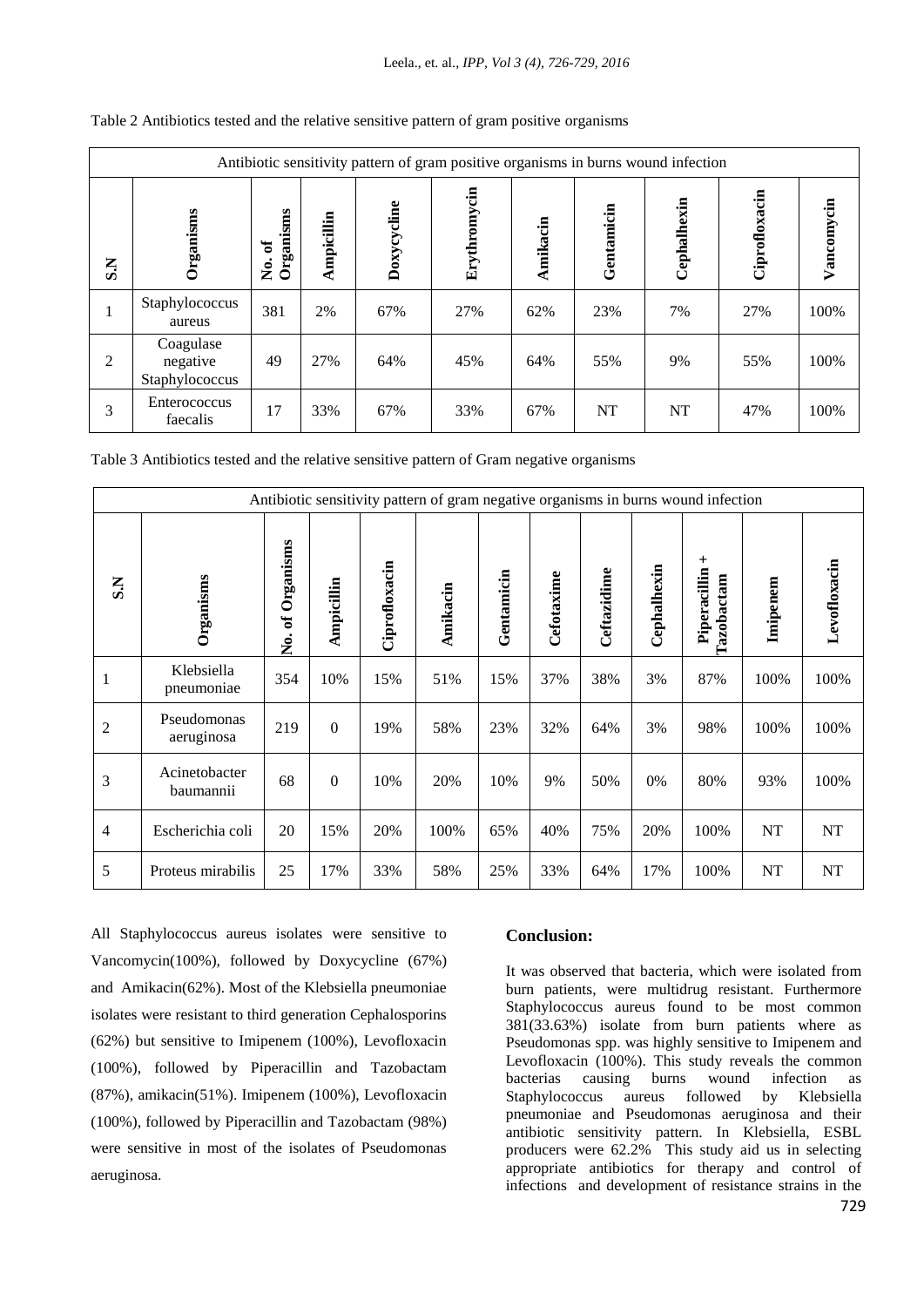Table 2 Antibiotics tested and the relative sensitive pattern of gram positive organisms

| Antibiotic sensitivity pattern of gram positive organisms in burns wound infection | | | | | | | | | | |
|---|---|---|---|---|---|---|---|---|---|---|
| S.N | Organisms | No. of Organisms | Ampicillin | Doxycycline | Erythromycin | Amikacin | Gentamicin | Cephalhexin | Ciprofloxacin | Vancomycin |
| 1 | Staphylococcus aureus | 381 | 2% | 67% | 27% | 62% | 23% | 7% | 27% | 100% |
| 2 | Coagulase negative Staphylococcus | 49 | 27% | 64% | 45% | 64% | 55% | 9% | 55% | 100% |
| 3 | Enterococcus faecalis | 17 | 33% | 67% | 33% | 67% | NT | NT | 47% | 100% |

Table 3 Antibiotics tested and the relative sensitive pattern of Gram negative organisms

| Antibiotic sensitivity pattern of gram negative organisms in burns wound infection | | | | | | | | | | | | |
|---|---|---|---|---|---|---|---|---|---|---|---|---|
| S.N | Organisms | No. of Organisms | Ampicillin | Ciprofloxacin | Amikacin | Gentamicin | Cefotaxime | Ceftazidime | Cephalhexin | Piperacillin + Tazobactam | Imipenem | Levofloxacin |
| 1 | Klebsiella pneumoniae | 354 | 10% | 15% | 51% | 15% | 37% | 38% | 3% | 87% | 100% | 100% |
| 2 | Pseudomonas aeruginosa | 219 | 0 | 19% | 58% | 23% | 32% | 64% | 3% | 98% | 100% | 100% |
| 3 | Acinetobacter baumannii | 68 | 0 | 10% | 20% | 10% | 9% | 50% | 0% | 80% | 93% | 100% |
| 4 | Escherichia coli | 20 | 15% | 20% | 100% | 65% | 40% | 75% | 20% | 100% | NT | NT |
| 5 | Proteus mirabilis | 25 | 17% | 33% | 58% | 25% | 33% | 64% | 17% | 100% | NT | NT |

All Staphylococcus aureus isolates were sensitive to Vancomycin(100%), followed by Doxycycline (67%) and Amikacin(62%). Most of the Klebsiella pneumoniae isolates were resistant to third generation Cephalosporins (62%) but sensitive to Imipenem (100%), Levofloxacin (100%), followed by Piperacillin and Tazobactam (87%), amikacin(51%). Imipenem (100%), Levofloxacin (100%), followed by Piperacillin and Tazobactam (98%) were sensitive in most of the isolates of Pseudomonas aeruginosa.

## Conclusion:

It was observed that bacteria, which were isolated from burn patients, were multidrug resistant. Furthermore Staphylococcus aureus found to be most common 381(33.63%) isolate from burn patients where as Pseudomonas spp. was highly sensitive to Imipenem and Levofloxacin (100%). This study reveals the common bacterias causing burns wound infection as Staphylococcus aureus followed by Klebsiella pneumoniae and Pseudomonas aeruginosa and their antibiotic sensitivity pattern. In Klebsiella, ESBL producers were 62.2% This study aid us in selecting appropriate antibiotics for therapy and control of infections and development of resistance strains in the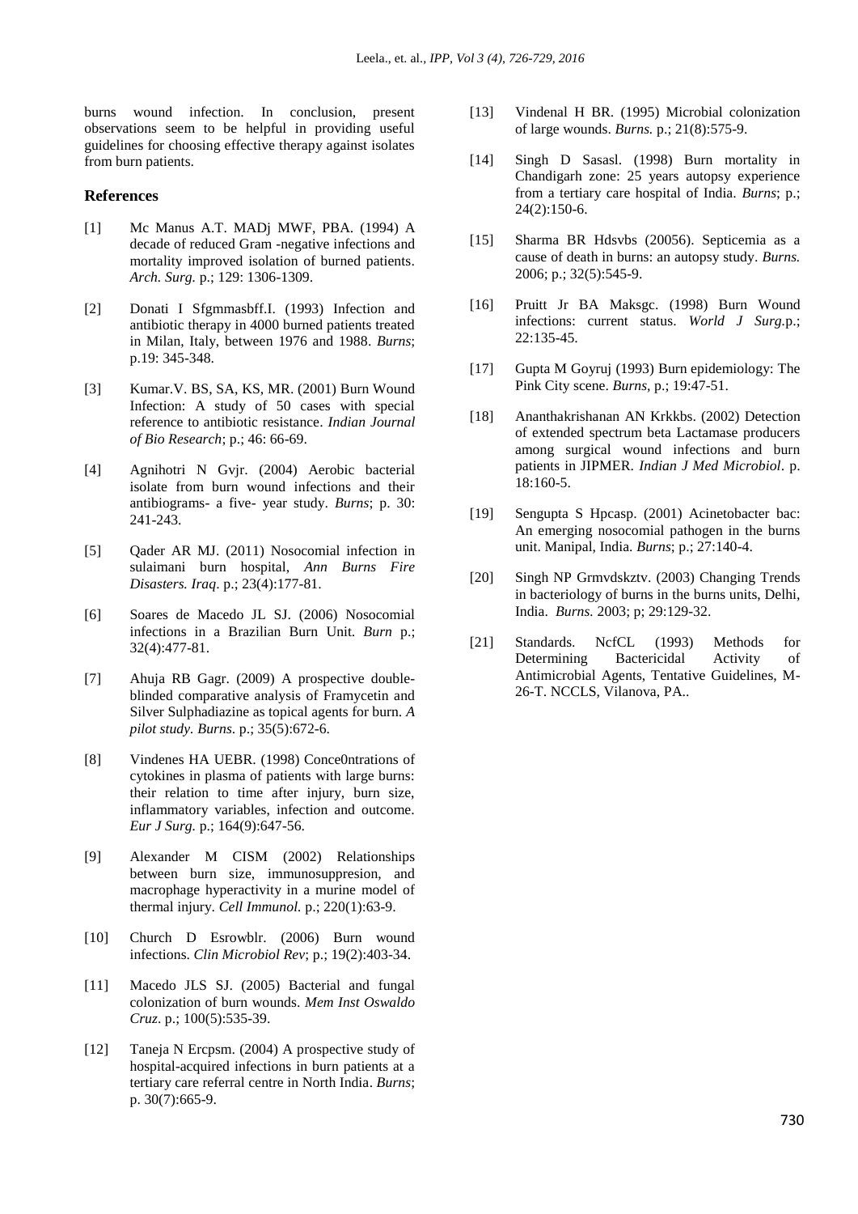burns wound infection. In conclusion, present observations seem to be helpful in providing useful guidelines for choosing effective therapy against isolates from burn patients.

## References

[1] Mc Manus A.T. MADj MWF, PBA. (1994) A decade of reduced Gram -negative infections and mortality improved isolation of burned patients. *Arch. Surg.* p.; 129: 1306-1309.

[2] Donati I Sfgmmasbff.I. (1993) Infection and antibiotic therapy in 4000 burned patients treated in Milan, Italy, between 1976 and 1988. *Burns*; p.19: 345-348.

[3] Kumar.V. BS, SA, KS, MR. (2001) Burn Wound Infection: A study of 50 cases with special reference to antibiotic resistance. *Indian Journal of Bio Research*; p.; 46: 66-69.

[4] Agnihotri N Gvjr. (2004) Aerobic bacterial isolate from burn wound infections and their antibiograms- a five- year study. *Burns*; p. 30: 241-243.

[5] Qader AR MJ. (2011) Nosocomial infection in sulaimani burn hospital, *Ann Burns Fire Disasters. Iraq*. p.; 23(4):177-81.

[6] Soares de Macedo JL SJ. (2006) Nosocomial infections in a Brazilian Burn Unit. *Burn* p.; 32(4):477-81.

[7] Ahuja RB Gagr. (2009) A prospective double-blinded comparative analysis of Framycetin and Silver Sulphadiazine as topical agents for burn. *A pilot study. Burns*. p.; 35(5):672-6.

[8] Vindenes HA UEBR. (1998) Conce0ntrations of cytokines in plasma of patients with large burns: their relation to time after injury, burn size, inflammatory variables, infection and outcome. *Eur J Surg.* p.; 164(9):647-56.

[9] Alexander M CISM (2002) Relationships between burn size, immunosuppresion, and macrophage hyperactivity in a murine model of thermal injury. *Cell Immunol.* p.; 220(1):63-9.

[10] Church D Esrowblr. (2006) Burn wound infections. *Clin Microbiol Rev*; p.; 19(2):403-34.

[11] Macedo JLS SJ. (2005) Bacterial and fungal colonization of burn wounds. *Mem Inst Oswaldo Cruz*. p.; 100(5):535-39.

[12] Taneja N Ercpsm. (2004) A prospective study of hospital-acquired infections in burn patients at a tertiary care referral centre in North India. *Burns*; p. 30(7):665-9.

[13] Vindenal H BR. (1995) Microbial colonization of large wounds. *Burns.* p.; 21(8):575-9.

[14] Singh D Sasasl. (1998) Burn mortality in Chandigarh zone: 25 years autopsy experience from a tertiary care hospital of India. *Burns*; p.; 24(2):150-6.

[15] Sharma BR Hdsvbs (20056). Septicemia as a cause of death in burns: an autopsy study. *Burns.* 2006; p.; 32(5):545-9.

[16] Pruitt Jr BA Maksgc. (1998) Burn Wound infections: current status. *World J Surg*.p.; 22:135-45.

[17] Gupta M Goyruj (1993) Burn epidemiology: The Pink City scene. *Burns*, p.; 19:47-51.

[18] Ananthakrishanan AN Krkkbs. (2002) Detection of extended spectrum beta Lactamase producers among surgical wound infections and burn patients in JIPMER. *Indian J Med Microbiol*. p. 18:160-5.

[19] Sengupta S Hpcasp. (2001) Acinetobacter bac: An emerging nosocomial pathogen in the burns unit. Manipal, India. *Burns*; p.; 27:140-4.

[20] Singh NP Grmvdskztv. (2003) Changing Trends in bacteriology of burns in the burns units, Delhi, India. *Burns.* 2003; p; 29:129-32.

[21] Standards. NcfCL (1993) Methods for Determining Bactericidal Activity of Antimicrobial Agents, Tentative Guidelines, M-26-T. NCCLS, Vilanova, PA..